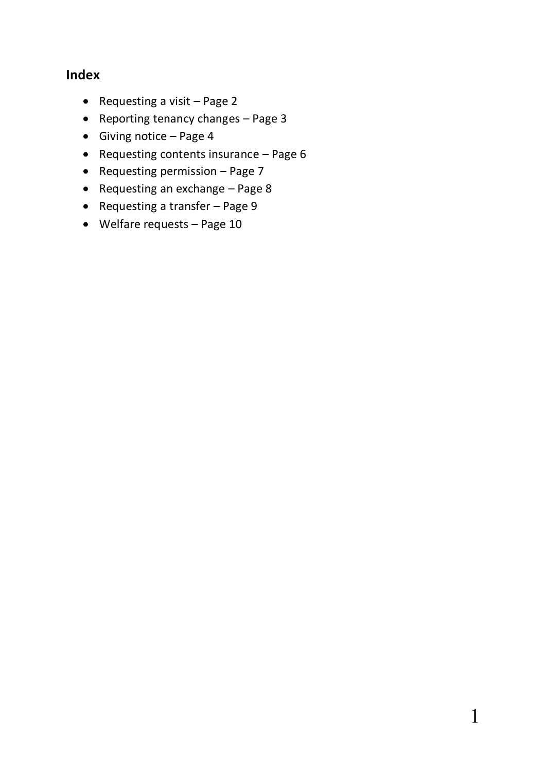## Index

- Requesting a visit – Page 2
- Reporting tenancy changes – Page 3
- Giving notice – Page 4
- Requesting contents insurance – Page 6
- Requesting permission – Page 7
- Requesting an exchange – Page 8
- Requesting a transfer – Page 9
- Welfare requests – Page 10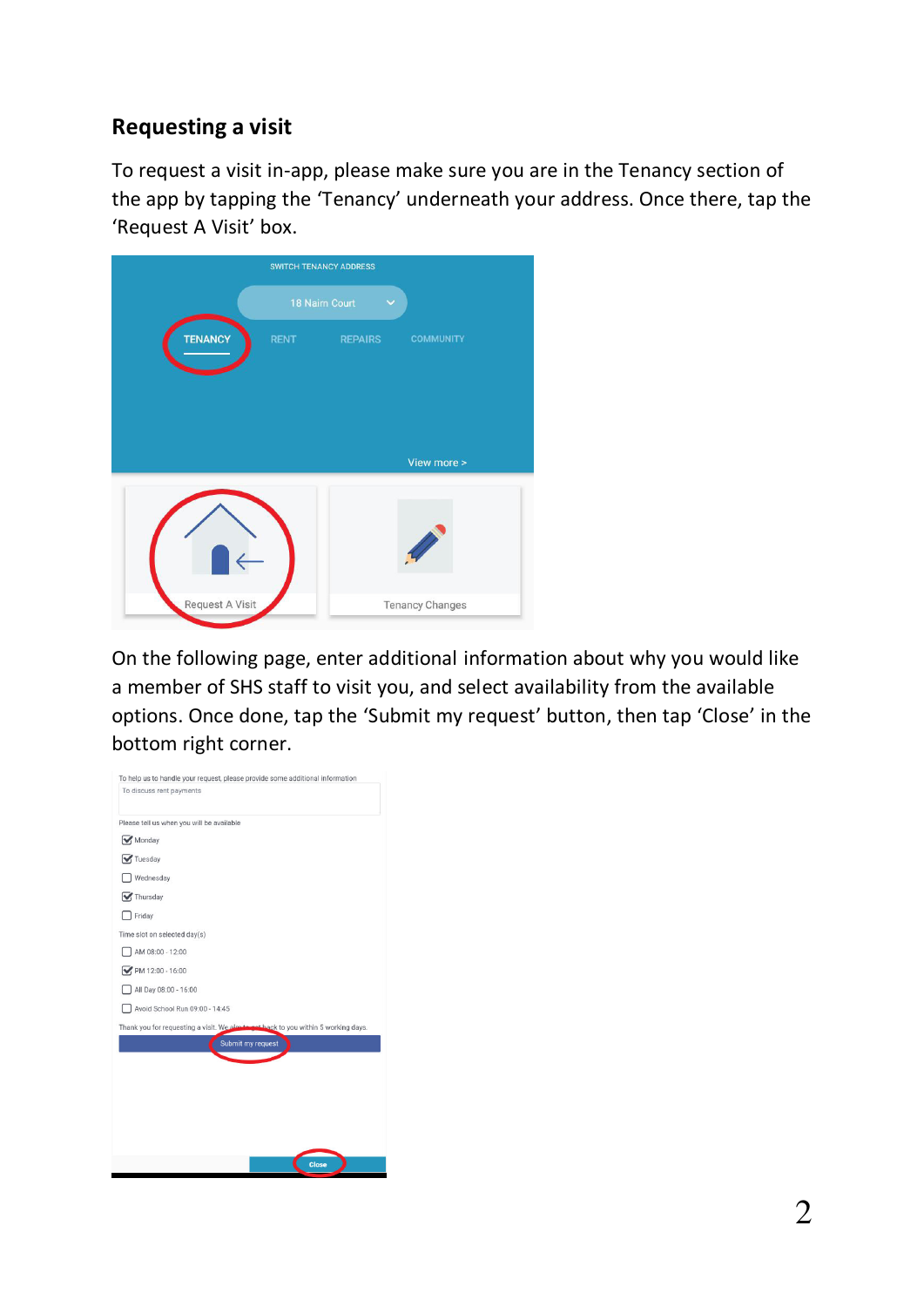## Requesting a visit

To request a visit in-app, please make sure you are in the Tenancy section of the app by tapping the 'Tenancy' underneath your address. Once there, tap the 'Request A Visit' box.

On the following page, enter additional information about why you would like a member of SHS staff to visit you, and select availability from the available options. Once done, tap the 'Submit my request' button, then tap 'Close' in the bottom right corner.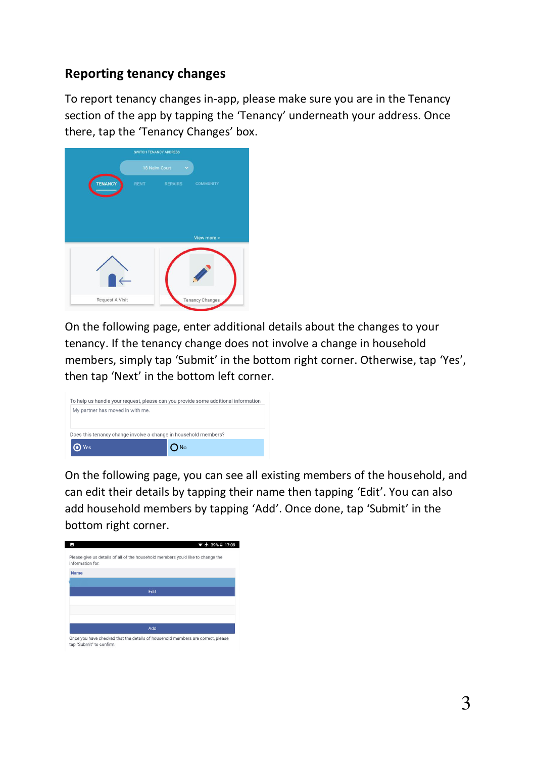## Reporting tenancy changes

To report tenancy changes in-app, please make sure you are in the Tenancy section of the app by tapping the 'Tenancy' underneath your address. Once there, tap the 'Tenancy Changes' box.

On the following page, enter additional details about the changes to your tenancy. If the tenancy change does not involve a change in household members, simply tap 'Submit' in the bottom right corner. Otherwise, tap 'Yes', then tap 'Next' in the bottom left corner.

On the following page, you can see all existing members of the household, and can edit their details by tapping their name then tapping 'Edit'. You can also add household members by tapping 'Add'. Once done, tap 'Submit' in the bottom right corner.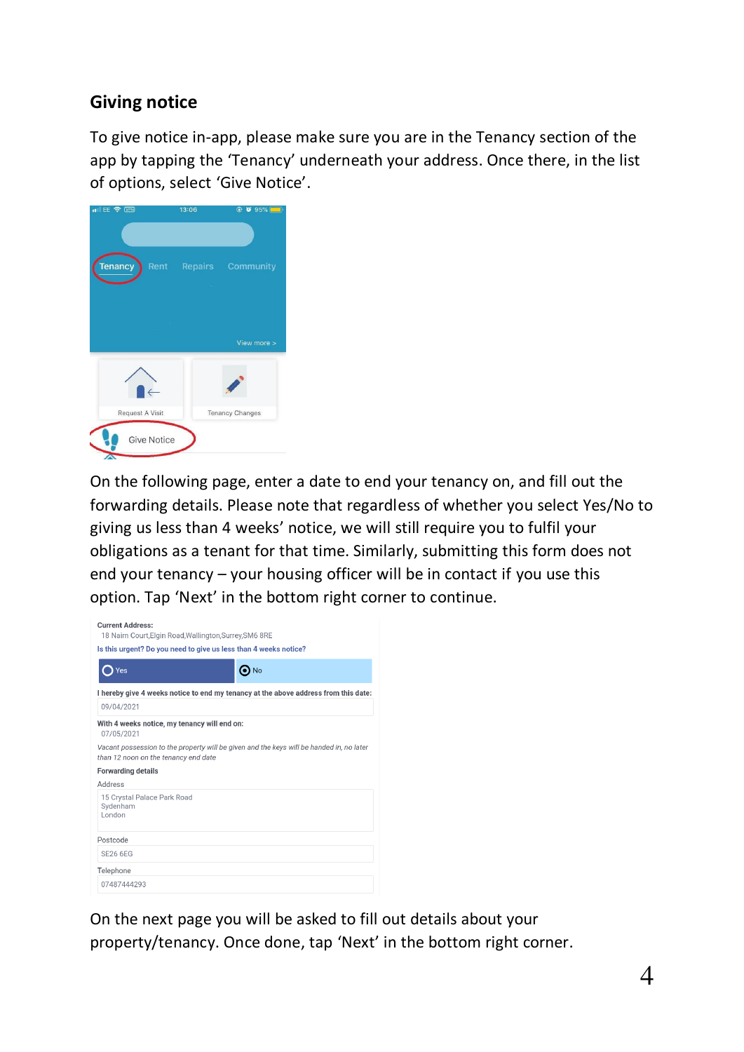## Giving notice

To give notice in-app, please make sure you are in the Tenancy section of the app by tapping the 'Tenancy' underneath your address. Once there, in the list of options, select 'Give Notice'.

On the following page, enter a date to end your tenancy on, and fill out the forwarding details. Please note that regardless of whether you select Yes/No to giving us less than 4 weeks' notice, we will still require you to fulfil your obligations as a tenant for that time. Similarly, submitting this form does not end your tenancy – your housing officer will be in contact if you use this option. Tap 'Next' in the bottom right corner to continue.

On the next page you will be asked to fill out details about your property/tenancy. Once done, tap 'Next' in the bottom right corner.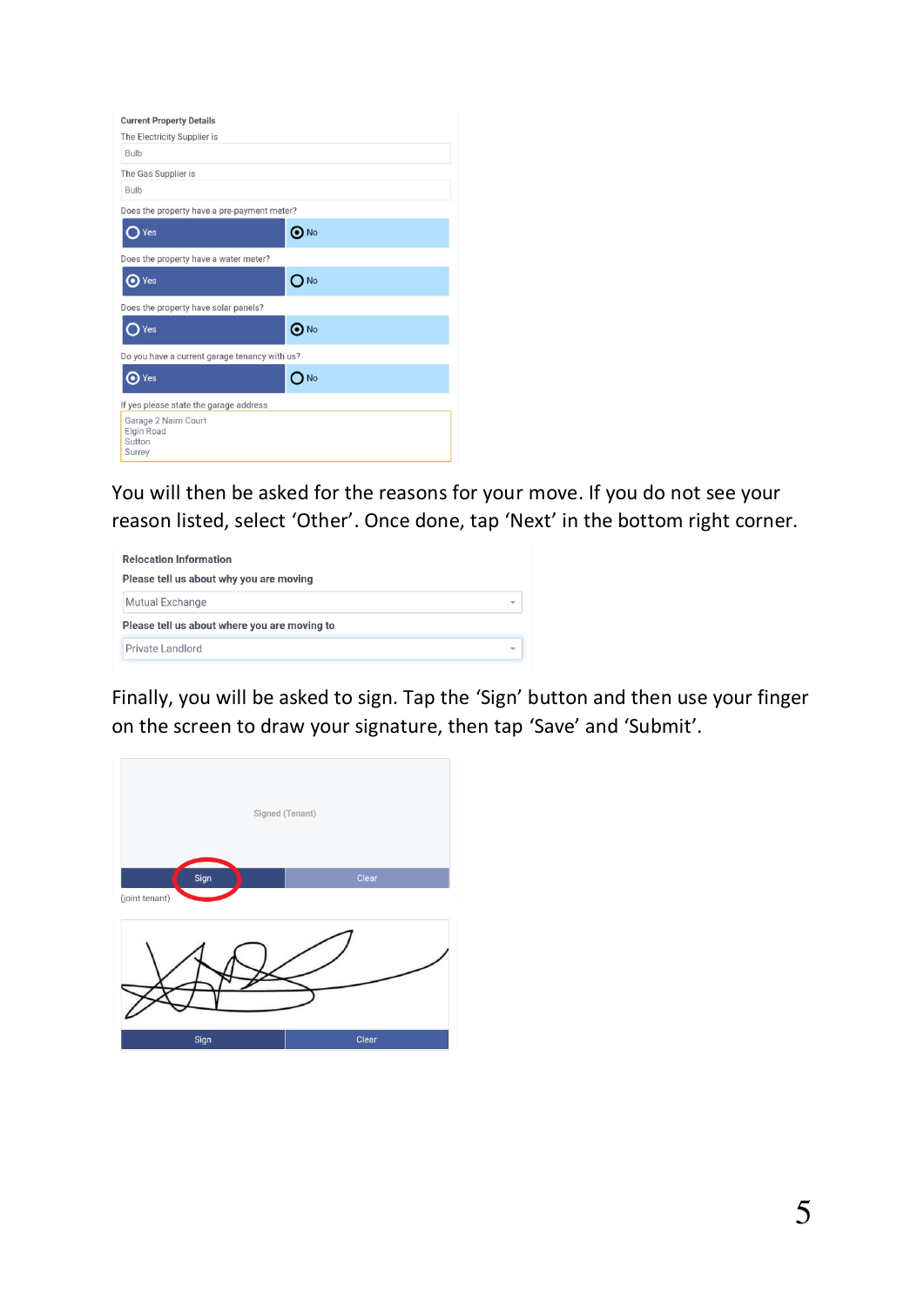**Current Property Details**

The Electricity Supplier is

Bulb

The Gas Supplier is

Bulb

Does the property have a pre-payment meter?

Yes | No (selected)

Does the property have a water meter?

Yes (selected) | No

Does the property have solar panels?

Yes | No (selected)

Do you have a current garage tenancy with us?

Yes (selected) | No

If yes please state the garage address

Garage 2 Nairn Court
Elgin Road
Sutton
Surrey

You will then be asked for the reasons for your move. If you do not see your reason listed, select 'Other'. Once done, tap 'Next' in the bottom right corner.

**Relocation Information**

**Please tell us about why you are moving**

Mutual Exchange

**Please tell us about where you are moving to**

Private Landlord

Finally, you will be asked to sign. Tap the 'Sign' button and then use your finger on the screen to draw your signature, then tap 'Save' and 'Submit'.

Signed (Tenant)

Sign | Clear

(joint tenant)

Sign | Clear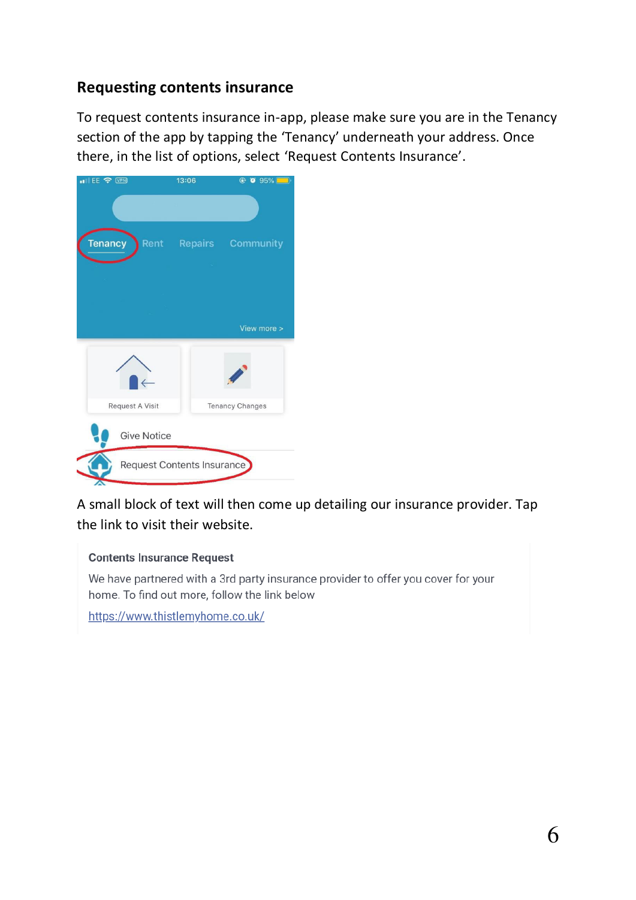## Requesting contents insurance

To request contents insurance in-app, please make sure you are in the Tenancy section of the app by tapping the 'Tenancy' underneath your address. Once there, in the list of options, select 'Request Contents Insurance'.

A small block of text will then come up detailing our insurance provider. Tap the link to visit their website.

**Contents Insurance Request**

We have partnered with a 3rd party insurance provider to offer you cover for your home. To find out more, follow the link below

https://www.thistlemyhome.co.uk/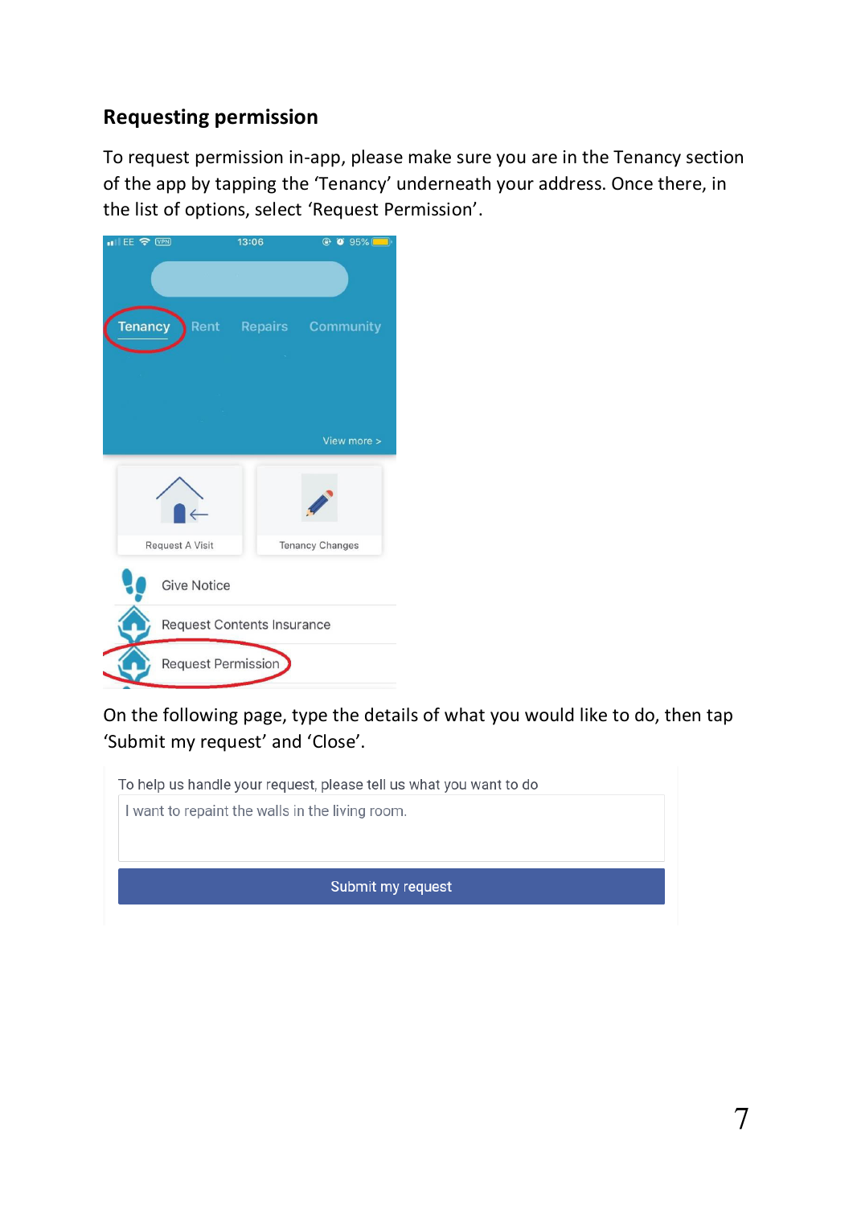## Requesting permission

To request permission in-app, please make sure you are in the Tenancy section of the app by tapping the 'Tenancy' underneath your address. Once there, in the list of options, select 'Request Permission'.

On the following page, type the details of what you would like to do, then tap 'Submit my request' and 'Close'.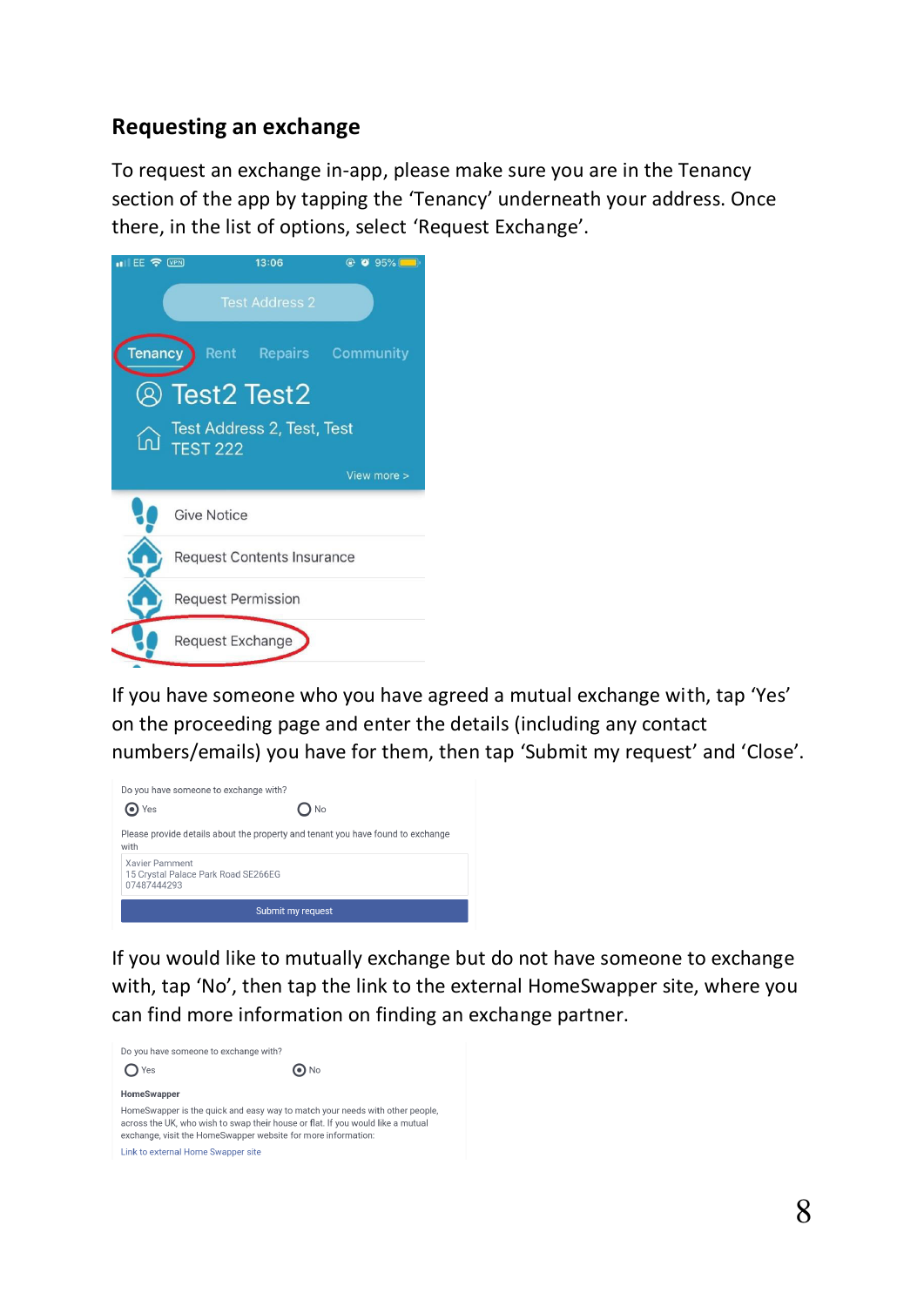## Requesting an exchange

To request an exchange in-app, please make sure you are in the Tenancy section of the app by tapping the 'Tenancy' underneath your address. Once there, in the list of options, select 'Request Exchange'.

If you have someone who you have agreed a mutual exchange with, tap 'Yes' on the proceeding page and enter the details (including any contact numbers/emails) you have for them, then tap 'Submit my request' and 'Close'.

If you would like to mutually exchange but do not have someone to exchange with, tap 'No', then tap the link to the external HomeSwapper site, where you can find more information on finding an exchange partner.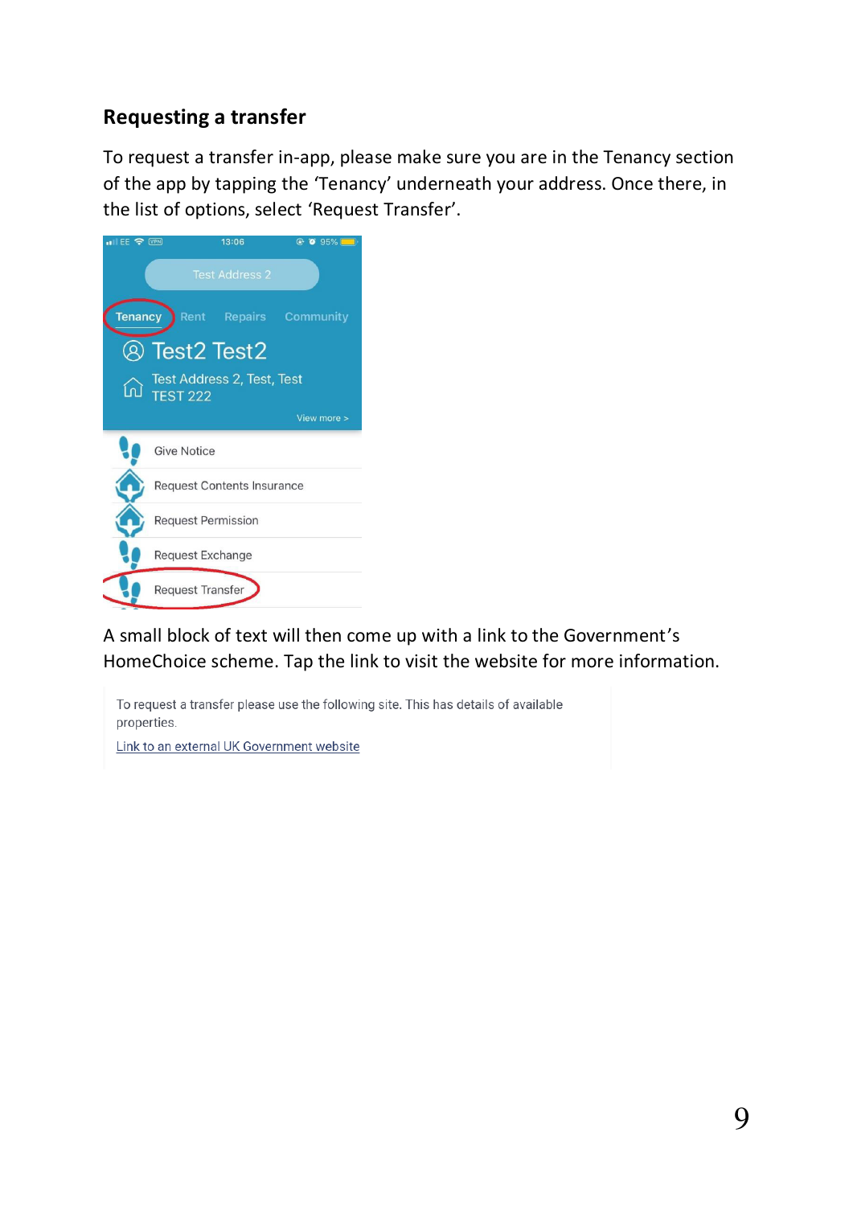## Requesting a transfer

To request a transfer in-app, please make sure you are in the Tenancy section of the app by tapping the 'Tenancy' underneath your address. Once there, in the list of options, select 'Request Transfer'.

A small block of text will then come up with a link to the Government's HomeChoice scheme. Tap the link to visit the website for more information.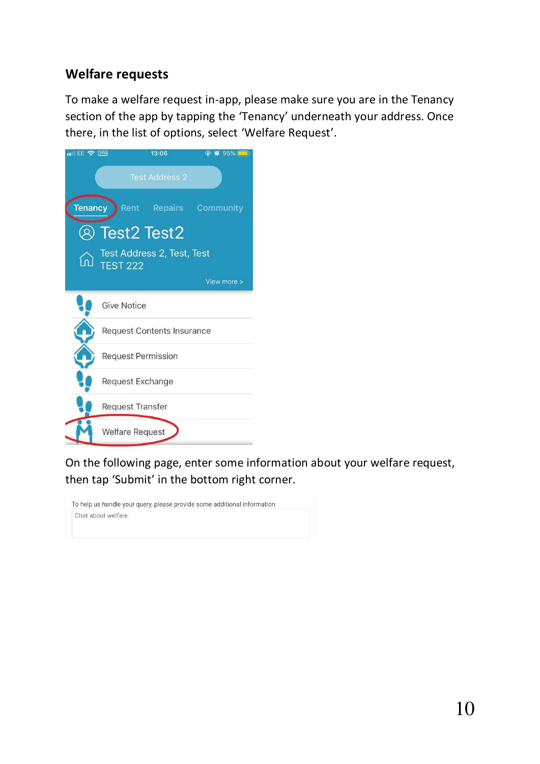## Welfare requests

To make a welfare request in-app, please make sure you are in the Tenancy section of the app by tapping the 'Tenancy' underneath your address. Once there, in the list of options, select 'Welfare Request'.

On the following page, enter some information about your welfare request, then tap 'Submit' in the bottom right corner.